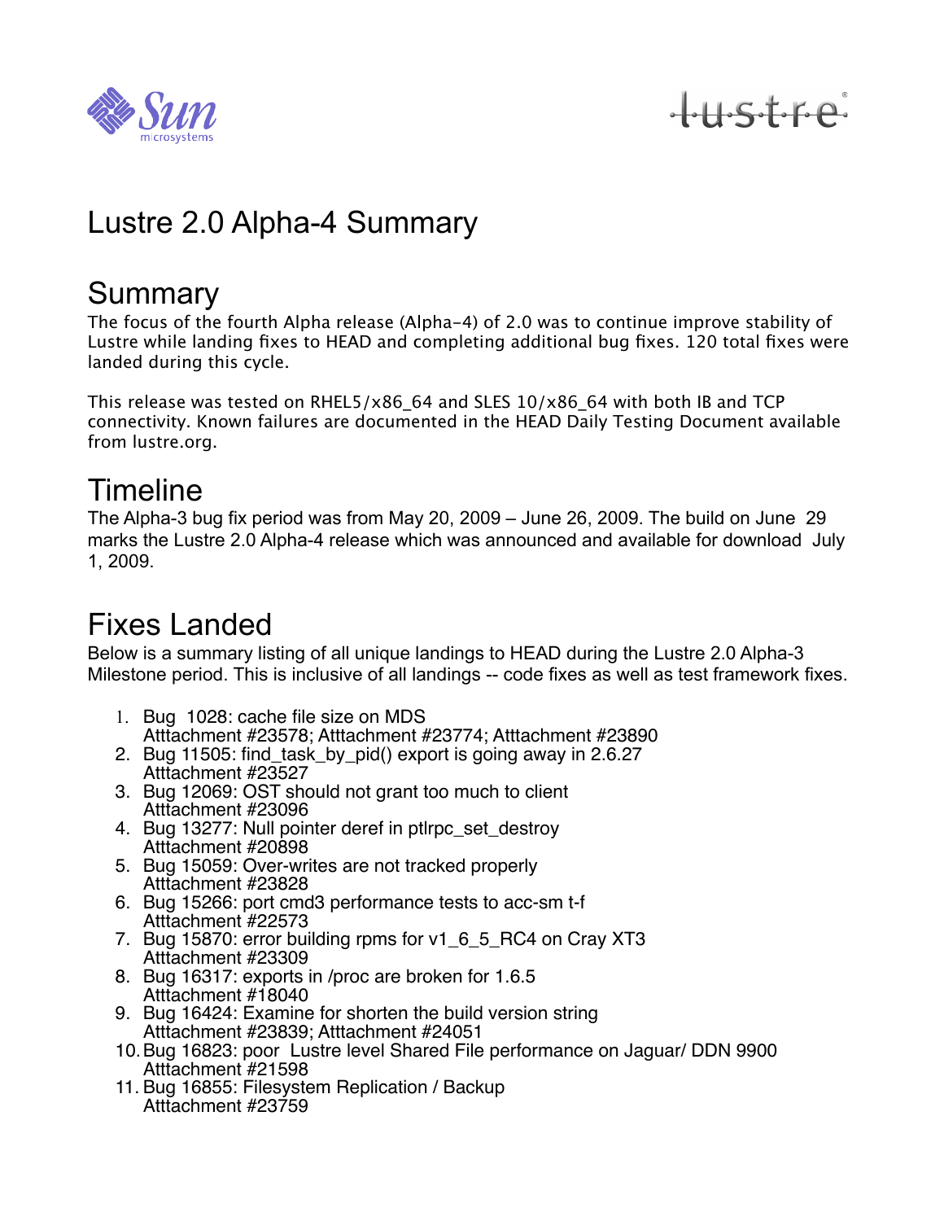# Lustre 2.0 Alpha-4 Summary

## Summary

The focus of the fourth Alpha release (Alpha-4) of 2.0 was to continue improve stability of Lustre while landing fixes to HEAD and completing additional bug fixes. 120 total fixes were landed during this cycle.

This release was tested on RHEL5/x86_64 and SLES 10/x86_64 with both IB and TCP connectivity. Known failures are documented in the HEAD Daily Testing Document available from lustre.org.

## Timeline

The Alpha-3 bug fix period was from May 20, 2009 – June 26, 2009. The build on June 29 marks the Lustre 2.0 Alpha-4 release which was announced and available for download July 1, 2009.

## Fixes Landed

Below is a summary listing of all unique landings to HEAD during the Lustre 2.0 Alpha-3 Milestone period. This is inclusive of all landings -- code fixes as well as test framework fixes.

1. Bug 1028: cache file size on MDS
   Atttachment #23578; Atttachment #23774; Atttachment #23890
2. Bug 11505: find_task_by_pid() export is going away in 2.6.27
   Atttachment #23527
3. Bug 12069: OST should not grant too much to client
   Atttachment #23096
4. Bug 13277: Null pointer deref in ptlrpc_set_destroy
   Atttachment #20898
5. Bug 15059: Over-writes are not tracked properly
   Atttachment #23828
6. Bug 15266: port cmd3 performance tests to acc-sm t-f
   Atttachment #22573
7. Bug 15870: error building rpms for v1_6_5_RC4 on Cray XT3
   Atttachment #23309
8. Bug 16317: exports in /proc are broken for 1.6.5
   Atttachment #18040
9. Bug 16424: Examine for shorten the build version string
   Atttachment #23839; Atttachment #24051
10. Bug 16823: poor Lustre level Shared File performance on Jaguar/ DDN 9900
    Atttachment #21598
11. Bug 16855: Filesystem Replication / Backup
    Atttachment #23759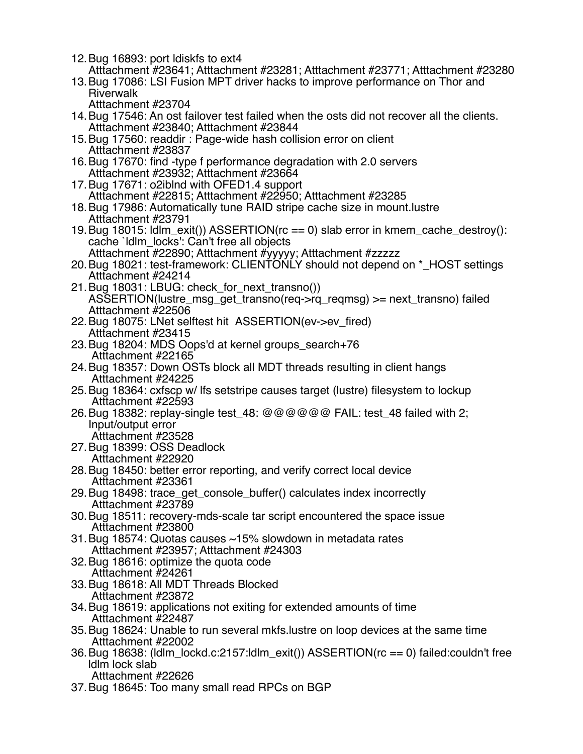12. Bug 16893: port ldiskfs to ext4
    Atttachment #23641; Atttachment #23281; Atttachment #23771; Atttachment #23280
13. Bug 17086: LSI Fusion MPT driver hacks to improve performance on Thor and Riverwalk
    Atttachment #23704
14. Bug 17546: An ost failover test failed when the osts did not recover all the clients.
    Atttachment #23840; Atttachment #23844
15. Bug 17560: readdir : Page-wide hash collision error on client
    Atttachment #23837
16. Bug 17670: find -type f performance degradation with 2.0 servers
    Atttachment #23932; Atttachment #23664
17. Bug 17671: o2iblnd with OFED1.4 support
    Atttachment #22815; Atttachment #22950; Atttachment #23285
18. Bug 17986: Automatically tune RAID stripe cache size in mount.lustre
    Atttachment #23791
19. Bug 18015: ldlm_exit()) ASSERTION(rc == 0) slab error in kmem_cache_destroy(): cache `ldlm_locks': Can't free all objects
    Atttachment #22890; Atttachment #yyyyy; Atttachment #zzzzz
20. Bug 18021: test-framework: CLIENTONLY should not depend on *_HOST settings
    Atttachment #24214
21. Bug 18031: LBUG: check_for_next_transno()) ASSERTION(lustre_msg_get_transno(req->rq_reqmsg) >= next_transno) failed
    Atttachment #22506
22. Bug 18075: LNet selftest hit ASSERTION(ev->ev_fired)
    Atttachment #23415
23. Bug 18204: MDS Oops'd at kernel groups_search+76
    Atttachment #22165
24. Bug 18357: Down OSTs block all MDT threads resulting in client hangs
    Atttachment #24225
25. Bug 18364: cxfscp w/ lfs setstripe causes target (lustre) filesystem to lockup
    Atttachment #22593
26. Bug 18382: replay-single test_48: @@@@@@ FAIL: test_48 failed with 2; Input/output error
    Atttachment #23528
27. Bug 18399: OSS Deadlock
    Atttachment #22920
28. Bug 18450: better error reporting, and verify correct local device
    Atttachment #23361
29. Bug 18498: trace_get_console_buffer() calculates index incorrectly
    Atttachment #23789
30. Bug 18511: recovery-mds-scale tar script encountered the space issue
    Atttachment #23800
31. Bug 18574: Quotas causes ~15% slowdown in metadata rates
    Atttachment #23957; Atttachment #24303
32. Bug 18616: optimize the quota code
    Atttachment #24261
33. Bug 18618: All MDT Threads Blocked
    Atttachment #23872
34. Bug 18619: applications not exiting for extended amounts of time
    Atttachment #22487
35. Bug 18624: Unable to run several mkfs.lustre on loop devices at the same time
    Atttachment #22002
36. Bug 18638: (ldlm_lockd.c:2157:ldlm_exit()) ASSERTION(rc == 0) failed:couldn't free ldlm lock slab
    Atttachment #22626
37. Bug 18645: Too many small read RPCs on BGP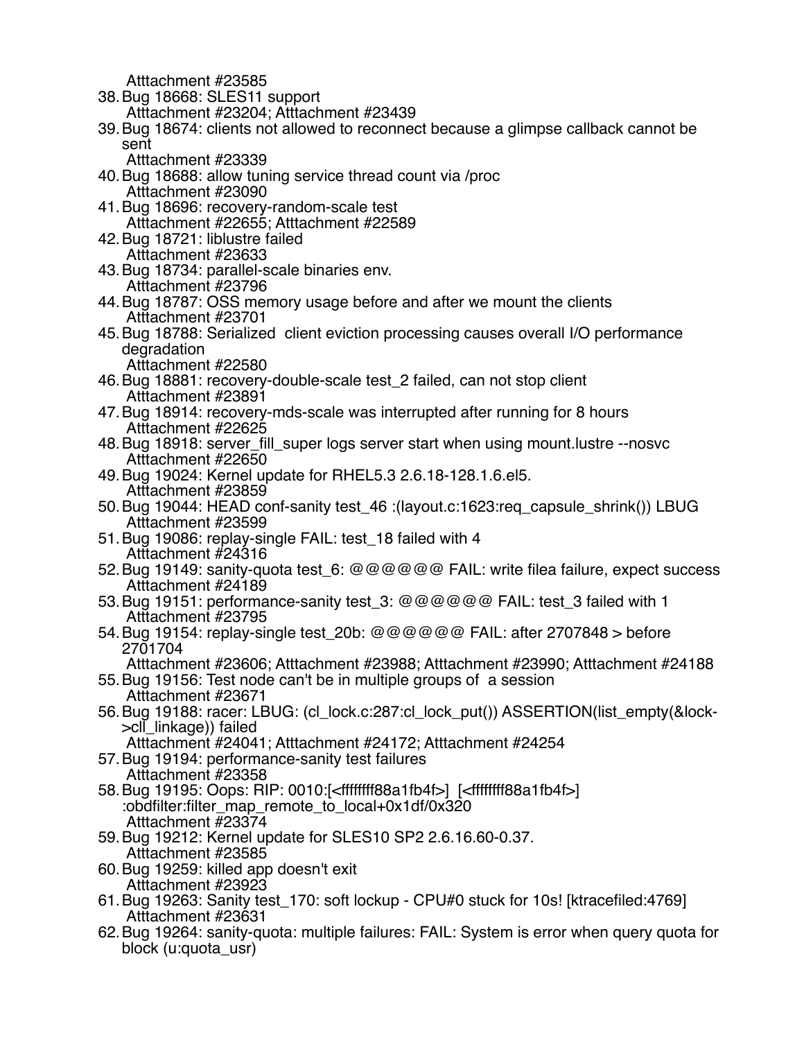Atttachment #23585

38. Bug 18668: SLES11 support
    Atttachment #23204; Atttachment #23439
39. Bug 18674: clients not allowed to reconnect because a glimpse callback cannot be sent
    Atttachment #23339
40. Bug 18688: allow tuning service thread count via /proc
    Atttachment #23090
41. Bug 18696: recovery-random-scale test
    Atttachment #22655; Atttachment #22589
42. Bug 18721: liblustre failed
    Atttachment #23633
43. Bug 18734: parallel-scale binaries env.
    Atttachment #23796
44. Bug 18787: OSS memory usage before and after we mount the clients
    Atttachment #23701
45. Bug 18788: Serialized  client eviction processing causes overall I/O performance degradation
    Atttachment #22580
46. Bug 18881: recovery-double-scale test_2 failed, can not stop client
    Atttachment #23891
47. Bug 18914: recovery-mds-scale was interrupted after running for 8 hours
    Atttachment #22625
48. Bug 18918: server_fill_super logs server start when using mount.lustre --nosvc
    Atttachment #22650
49. Bug 19024: Kernel update for RHEL5.3 2.6.18-128.1.6.el5.
    Atttachment #23859
50. Bug 19044: HEAD conf-sanity test_46 :(layout.c:1623:req_capsule_shrink()) LBUG
    Atttachment #23599
51. Bug 19086: replay-single FAIL: test_18 failed with 4
    Atttachment #24316
52. Bug 19149: sanity-quota test_6: @@@@@@ FAIL: write filea failure, expect success
    Atttachment #24189
53. Bug 19151: performance-sanity test_3: @@@@@@ FAIL: test_3 failed with 1
    Atttachment #23795
54. Bug 19154: replay-single test_20b: @@@@@@ FAIL: after 2707848 > before 2701704
    Atttachment #23606; Atttachment #23988; Atttachment #23990; Atttachment #24188
55. Bug 19156: Test node can't be in multiple groups of  a session
    Atttachment #23671
56. Bug 19188: racer: LBUG: (cl_lock.c:287:cl_lock_put()) ASSERTION(list_empty(&lock->cll_linkage)) failed
    Atttachment #24041; Atttachment #24172; Atttachment #24254
57. Bug 19194: performance-sanity test failures
    Atttachment #23358
58. Bug 19195: Oops: RIP: 0010:[<ffffffff88a1fb4f>]  [<ffffffff88a1fb4f>] :obdfilter:filter_map_remote_to_local+0x1df/0x320
    Atttachment #23374
59. Bug 19212: Kernel update for SLES10 SP2 2.6.16.60-0.37.
    Atttachment #23585
60. Bug 19259: killed app doesn't exit
    Atttachment #23923
61. Bug 19263: Sanity test_170: soft lockup - CPU#0 stuck for 10s! [ktracefiled:4769]
    Atttachment #23631
62. Bug 19264: sanity-quota: multiple failures: FAIL: System is error when query quota for block (u:quota_usr)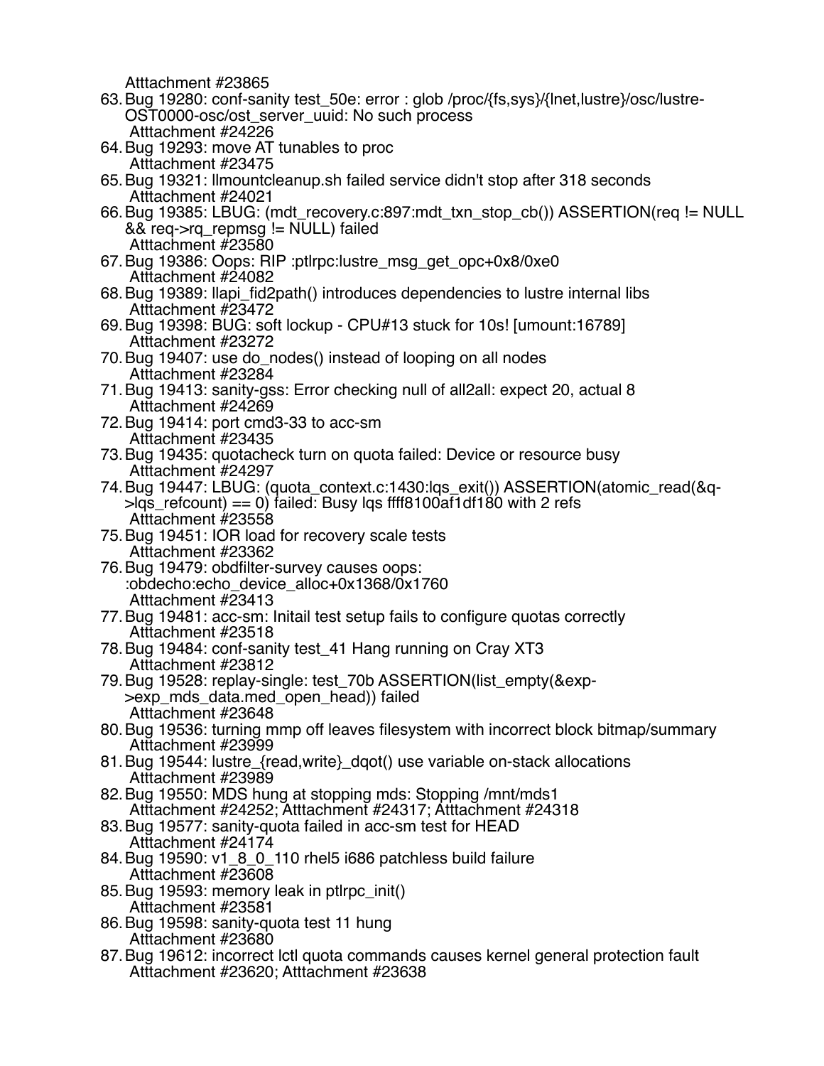Atttachment #23865

63. Bug 19280: conf-sanity test_50e: error : glob /proc/{fs,sys}/{lnet,lustre}/osc/lustre-OST0000-osc/ost_server_uuid: No such process
    Atttachment #24226
64. Bug 19293: move AT tunables to proc
    Atttachment #23475
65. Bug 19321: llmountcleanup.sh failed service didn't stop after 318 seconds
    Atttachment #24021
66. Bug 19385: LBUG: (mdt_recovery.c:897:mdt_txn_stop_cb()) ASSERTION(req != NULL && req->rq_repmsg != NULL) failed
    Atttachment #23580
67. Bug 19386: Oops: RIP :ptlrpc:lustre_msg_get_opc+0x8/0xe0
    Atttachment #24082
68. Bug 19389: llapi_fid2path() introduces dependencies to lustre internal libs
    Atttachment #23472
69. Bug 19398: BUG: soft lockup - CPU#13 stuck for 10s! [umount:16789]
    Atttachment #23272
70. Bug 19407: use do_nodes() instead of looping on all nodes
    Atttachment #23284
71. Bug 19413: sanity-gss: Error checking null of all2all: expect 20, actual 8
    Atttachment #24269
72. Bug 19414: port cmd3-33 to acc-sm
    Atttachment #23435
73. Bug 19435: quotacheck turn on quota failed: Device or resource busy
    Atttachment #24297
74. Bug 19447: LBUG: (quota_context.c:1430:lqs_exit()) ASSERTION(atomic_read(&q->lqs_refcount) == 0) failed: Busy lqs ffff8100af1df180 with 2 refs
    Atttachment #23558
75. Bug 19451: IOR load for recovery scale tests
    Atttachment #23362
76. Bug 19479: obdfilter-survey causes oops: :obdecho:echo_device_alloc+0x1368/0x1760
    Atttachment #23413
77. Bug 19481: acc-sm: Initail test setup fails to configure quotas correctly
    Atttachment #23518
78. Bug 19484: conf-sanity test_41 Hang running on Cray XT3
    Atttachment #23812
79. Bug 19528: replay-single: test_70b ASSERTION(list_empty(&exp->exp_mds_data.med_open_head)) failed
    Atttachment #23648
80. Bug 19536: turning mmp off leaves filesystem with incorrect block bitmap/summary
    Atttachment #23999
81. Bug 19544: lustre_{read,write}_dqot() use variable on-stack allocations
    Atttachment #23989
82. Bug 19550: MDS hung at stopping mds: Stopping /mnt/mds1
    Atttachment #24252; Atttachment #24317; Atttachment #24318
83. Bug 19577: sanity-quota failed in acc-sm test for HEAD
    Atttachment #24174
84. Bug 19590: v1_8_0_110 rhel5 i686 patchless build failure
    Atttachment #23608
85. Bug 19593: memory leak in ptlrpc_init()
    Atttachment #23581
86. Bug 19598: sanity-quota test 11 hung
    Atttachment #23680
87. Bug 19612: incorrect lctl quota commands causes kernel general protection fault
    Atttachment #23620; Atttachment #23638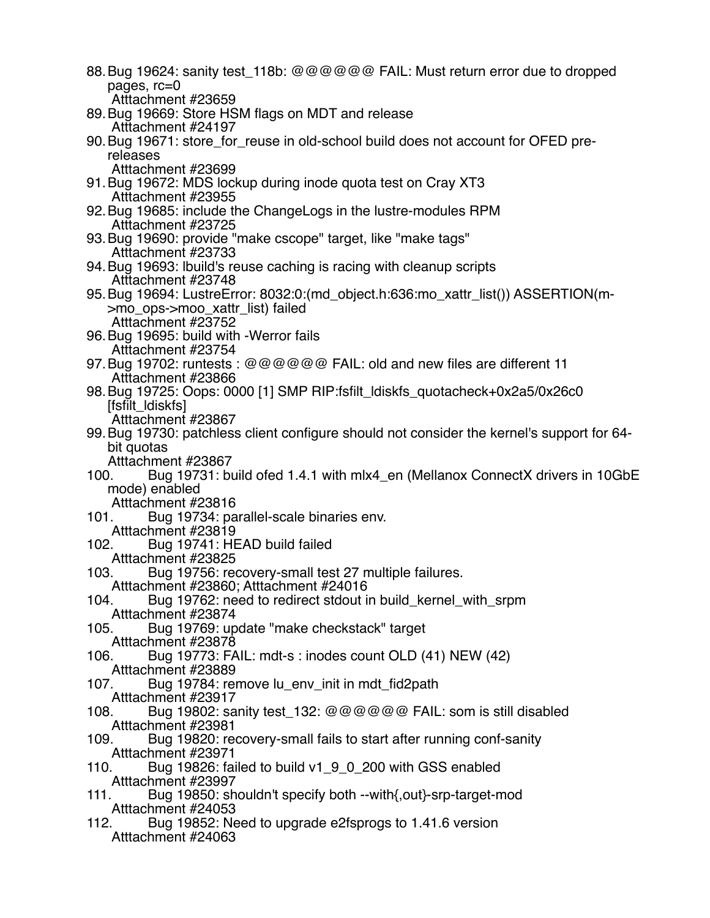88. Bug 19624: sanity test_118b: @@@@@@ FAIL: Must return error due to dropped pages, rc=0
    Atttachment #23659
89. Bug 19669: Store HSM flags on MDT and release
    Atttachment #24197
90. Bug 19671: store_for_reuse in old-school build does not account for OFED pre-releases
    Atttachment #23699
91. Bug 19672: MDS lockup during inode quota test on Cray XT3
    Atttachment #23955
92. Bug 19685: include the ChangeLogs in the lustre-modules RPM
    Atttachment #23725
93. Bug 19690: provide "make cscope" target, like "make tags"
    Atttachment #23733
94. Bug 19693: lbuild's reuse caching is racing with cleanup scripts
    Atttachment #23748
95. Bug 19694: LustreError: 8032:0:(md_object.h:636:mo_xattr_list()) ASSERTION(m->mo_ops->moo_xattr_list) failed
    Atttachment #23752
96. Bug 19695: build with -Werror fails
    Atttachment #23754
97. Bug 19702: runtests : @@@@@@ FAIL: old and new files are different 11
    Atttachment #23866
98. Bug 19725: Oops: 0000 [1] SMP RIP:fsfilt_ldiskfs_quotacheck+0x2a5/0x26c0 [fsfilt_ldiskfs]
    Atttachment #23867
99. Bug 19730: patchless client configure should not consider the kernel's support for 64-bit quotas
    Atttachment #23867
100. Bug 19731: build ofed 1.4.1 with mlx4_en (Mellanox ConnectX drivers in 10GbE mode) enabled
    Atttachment #23816
101. Bug 19734: parallel-scale binaries env.
    Atttachment #23819
102. Bug 19741: HEAD build failed
    Atttachment #23825
103. Bug 19756: recovery-small test 27 multiple failures.
    Atttachment #23860; Atttachment #24016
104. Bug 19762: need to redirect stdout in build_kernel_with_srpm
    Atttachment #23874
105. Bug 19769: update "make checkstack" target
    Atttachment #23878
106. Bug 19773: FAIL: mdt-s : inodes count OLD (41) NEW (42)
    Atttachment #23889
107. Bug 19784: remove lu_env_init in mdt_fid2path
    Atttachment #23917
108. Bug 19802: sanity test_132: @@@@@@ FAIL: som is still disabled
    Atttachment #23981
109. Bug 19820: recovery-small fails to start after running conf-sanity
    Atttachment #23971
110. Bug 19826: failed to build v1_9_0_200 with GSS enabled
    Atttachment #23997
111. Bug 19850: shouldn't specify both --with{,out}-srp-target-mod
    Atttachment #24053
112. Bug 19852: Need to upgrade e2fsprogs to 1.41.6 version
    Atttachment #24063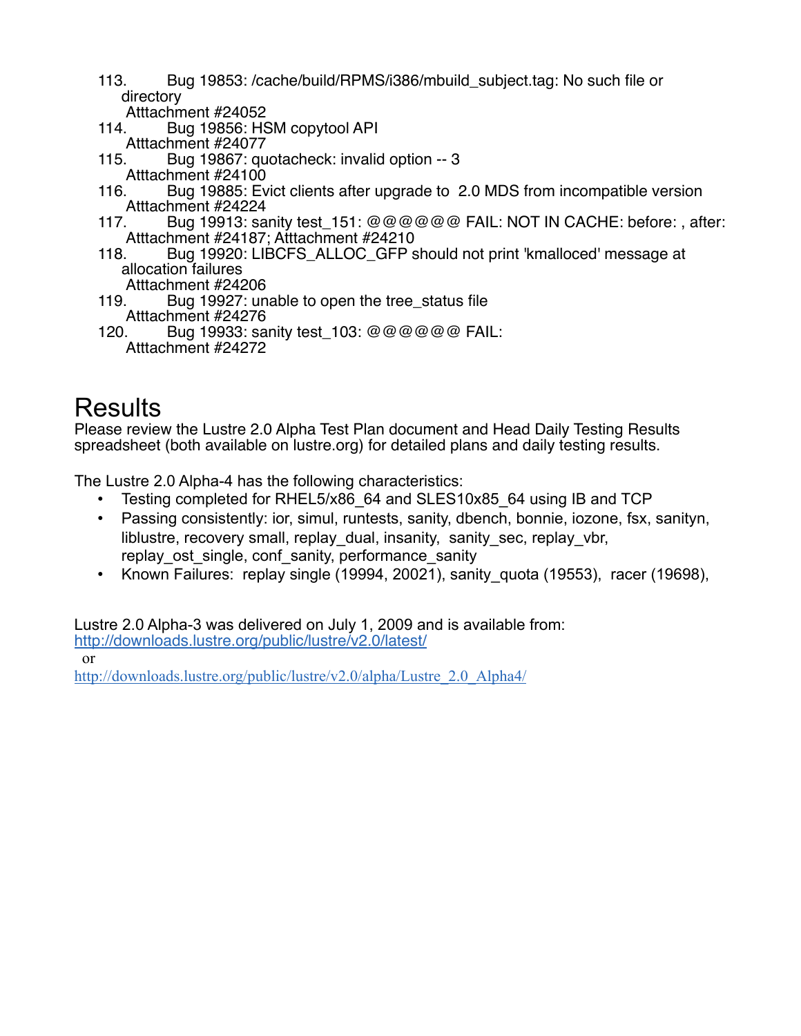113. Bug 19853: /cache/build/RPMS/i386/mbuild_subject.tag: No such file or directory
     Atttachment #24052
114. Bug 19856: HSM copytool API
     Atttachment #24077
115. Bug 19867: quotacheck: invalid option -- 3
     Atttachment #24100
116. Bug 19885: Evict clients after upgrade to  2.0 MDS from incompatible version
     Atttachment #24224
117. Bug 19913: sanity test_151: @@@@@@ FAIL: NOT IN CACHE: before: , after:
     Atttachment #24187; Atttachment #24210
118. Bug 19920: LIBCFS_ALLOC_GFP should not print 'kmalloced' message at allocation failures
     Atttachment #24206
119. Bug 19927: unable to open the tree_status file
     Atttachment #24276
120. Bug 19933: sanity test_103: @@@@@@ FAIL:
     Atttachment #24272

# Results

Please review the Lustre 2.0 Alpha Test Plan document and Head Daily Testing Results spreadsheet (both available on lustre.org) for detailed plans and daily testing results.

The Lustre 2.0 Alpha-4 has the following characteristics:

- Testing completed for RHEL5/x86_64 and SLES10x85_64 using IB and TCP
- Passing consistently: ior, simul, runtests, sanity, dbench, bonnie, iozone, fsx, sanityn, liblustre, recovery small, replay_dual, insanity,  sanity_sec, replay_vbr, replay_ost_single, conf_sanity, performance_sanity
- Known Failures:  replay single (19994, 20021), sanity_quota (19553),  racer (19698),

Lustre 2.0 Alpha-3 was delivered on July 1, 2009 and is available from:
http://downloads.lustre.org/public/lustre/v2.0/latest/
 or
http://downloads.lustre.org/public/lustre/v2.0/alpha/Lustre_2.0_Alpha4/